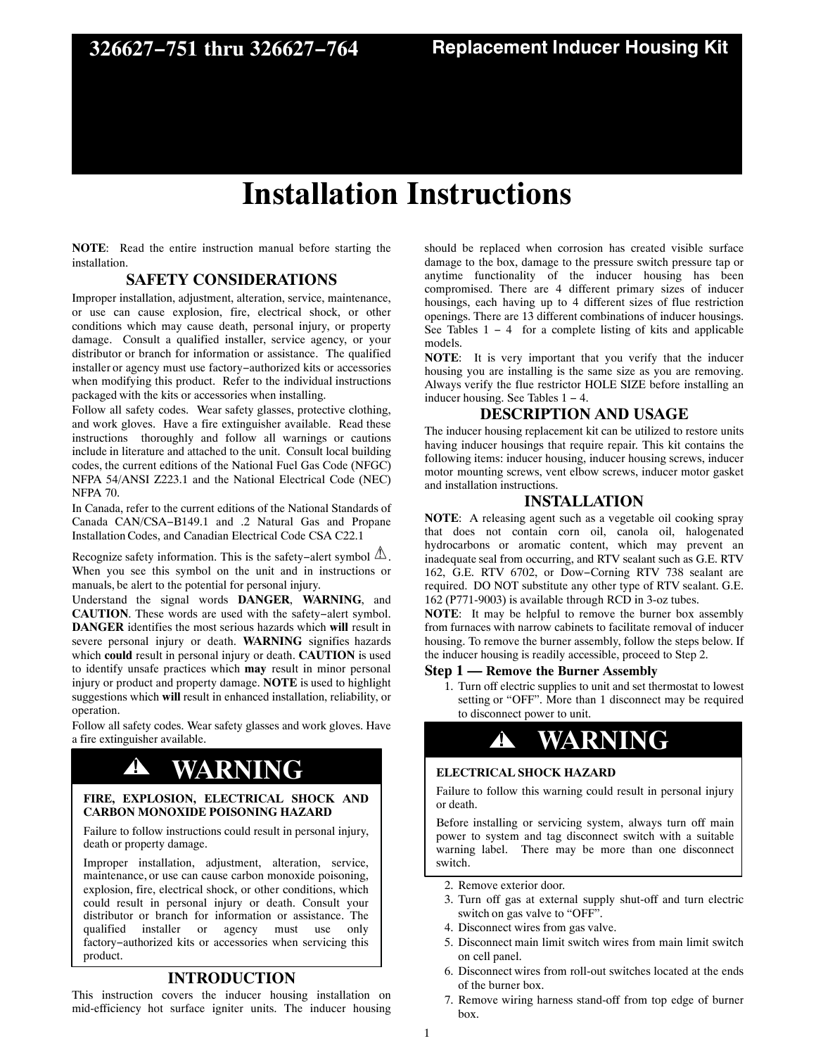# 326627−751 thru 326627−764

## Replacement Inducer Housing Kit

# Installation Instructions

**NOTE**: Read the entire instruction manual before starting the installation.

## SAFETY CONSIDERATIONS

Improper installation, adjustment, alteration, service, maintenance, or use can cause explosion, fire, electrical shock, or other conditions which may cause death, personal injury, or property damage. Consult a qualified installer, service agency, or your distributor or branch for information or assistance. The qualified installer or agency must use factory−authorized kits or accessories when modifying this product. Refer to the individual instructions packaged with the kits or accessories when installing.

Follow all safety codes. Wear safety glasses, protective clothing, and work gloves. Have a fire extinguisher available. Read these instructions thoroughly and follow all warnings or cautions include in literature and attached to the unit. Consult local building codes, the current editions of the National Fuel Gas Code (NFGC) NFPA 54/ANSI Z223.1 and the National Electrical Code (NEC) NFPA 70.

In Canada, refer to the current editions of the National Standards of Canada CAN/CSA−B149.1 and .2 Natural Gas and Propane Installation Codes, and Canadian Electrical Code CSA C22.1

Recognize safety information. This is the safety−alert symbol ⚠. When you see this symbol on the unit and in instructions or manuals, be alert to the potential for personal injury.

Understand the signal words **DANGER**, **WARNING**, and **CAUTION**. These words are used with the safety−alert symbol. **DANGER** identifies the most serious hazards which **will** result in severe personal injury or death. **WARNING** signifies hazards which **could** result in personal injury or death. **CAUTION** is used to identify unsafe practices which **may** result in minor personal injury or product and property damage. **NOTE** is used to highlight suggestions which **will** result in enhanced installation, reliability, or operation.

Follow all safety codes. Wear safety glasses and work gloves. Have a fire extinguisher available.

> **⚠ WARNING**
>
> **FIRE, EXPLOSION, ELECTRICAL SHOCK AND CARBON MONOXIDE POISONING HAZARD**
>
> Failure to follow instructions could result in personal injury, death or property damage.
>
> Improper installation, adjustment, alteration, service, maintenance, or use can cause carbon monoxide poisoning, explosion, fire, electrical shock, or other conditions, which could result in personal injury or death. Consult your distributor or branch for information or assistance. The qualified installer or agency must use only factory−authorized kits or accessories when servicing this product.

## INTRODUCTION

This instruction covers the inducer housing installation on mid-efficiency hot surface igniter units. The inducer housing should be replaced when corrosion has created visible surface damage to the box, damage to the pressure switch pressure tap or anytime functionality of the inducer housing has been compromised. There are 4 different primary sizes of inducer housings, each having up to 4 different sizes of flue restriction openings. There are 13 different combinations of inducer housings. See Tables 1 − 4 for a complete listing of kits and applicable models.

**NOTE**: It is very important that you verify that the inducer housing you are installing is the same size as you are removing. Always verify the flue restrictor HOLE SIZE before installing an inducer housing. See Tables 1 − 4.

## DESCRIPTION AND USAGE

The inducer housing replacement kit can be utilized to restore units having inducer housings that require repair. This kit contains the following items: inducer housing, inducer housing screws, inducer motor mounting screws, vent elbow screws, inducer motor gasket and installation instructions.

## INSTALLATION

**NOTE**: A releasing agent such as a vegetable oil cooking spray that does not contain corn oil, canola oil, halogenated hydrocarbons or aromatic content, which may prevent an inadequate seal from occurring, and RTV sealant such as G.E. RTV 162, G.E. RTV 6702, or Dow−Corning RTV 738 sealant are required. DO NOT substitute any other type of RTV sealant. G.E. 162 (P771-9003) is available through RCD in 3-oz tubes.

**NOTE**: It may be helpful to remove the burner box assembly from furnaces with narrow cabinets to facilitate removal of inducer housing. To remove the burner assembly, follow the steps below. If the inducer housing is readily accessible, proceed to Step 2.

### Step 1 — Remove the Burner Assembly

1. Turn off electric supplies to unit and set thermostat to lowest setting or "OFF". More than 1 disconnect may be required to disconnect power to unit.

> **⚠ WARNING**
>
> **ELECTRICAL SHOCK HAZARD**
>
> Failure to follow this warning could result in personal injury or death.
>
> Before installing or servicing system, always turn off main power to system and tag disconnect switch with a suitable warning label. There may be more than one disconnect switch.

2. Remove exterior door.
3. Turn off gas at external supply shut-off and turn electric switch on gas valve to "OFF".
4. Disconnect wires from gas valve.
5. Disconnect main limit switch wires from main limit switch on cell panel.
6. Disconnect wires from roll-out switches located at the ends of the burner box.
7. Remove wiring harness stand-off from top edge of burner box.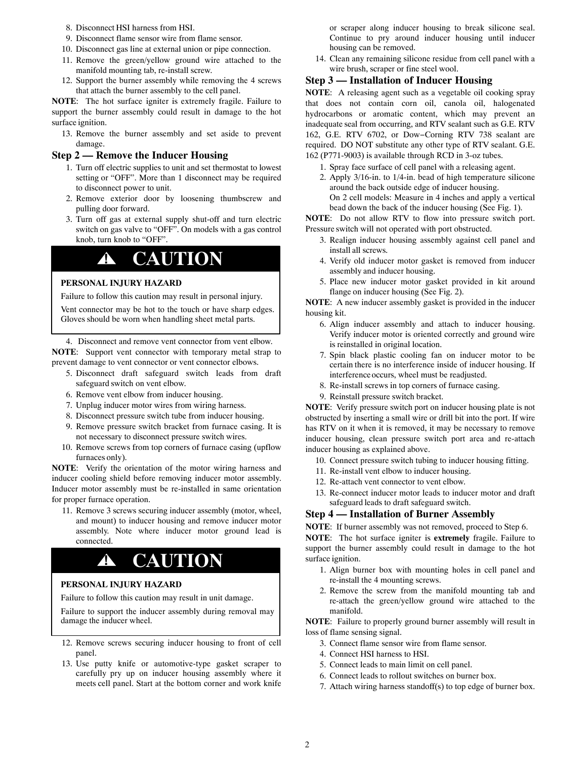8. Disconnect HSI harness from HSI.
9. Disconnect flame sensor wire from flame sensor.
10. Disconnect gas line at external union or pipe connection.
11. Remove the green/yellow ground wire attached to the manifold mounting tab, re-install screw.
12. Support the burner assembly while removing the 4 screws that attach the burner assembly to the cell panel.

**NOTE**: The hot surface igniter is extremely fragile. Failure to support the burner assembly could result in damage to the hot surface ignition.

13. Remove the burner assembly and set aside to prevent damage.

### Step 2 — Remove the Inducer Housing

1. Turn off electric supplies to unit and set thermostat to lowest setting or "OFF". More than 1 disconnect may be required to disconnect power to unit.
2. Remove exterior door by loosening thumbscrew and pulling door forward.
3. Turn off gas at external supply shut-off and turn electric switch on gas valve to "OFF". On models with a gas control knob, turn knob to "OFF".

> **⚠ CAUTION**
>
> **PERSONAL INJURY HAZARD**
>
> Failure to follow this caution may result in personal injury.
>
> Vent connector may be hot to the touch or have sharp edges. Gloves should be worn when handling sheet metal parts.

4. Disconnect and remove vent connector from vent elbow.

**NOTE**: Support vent connector with temporary metal strap to prevent damage to vent connector or vent connector elbows.

5. Disconnect draft safeguard switch leads from draft safeguard switch on vent elbow.
6. Remove vent elbow from inducer housing.
7. Unplug inducer motor wires from wiring harness.
8. Disconnect pressure switch tube from inducer housing.
9. Remove pressure switch bracket from furnace casing. It is not necessary to disconnect pressure switch wires.
10. Remove screws from top corners of furnace casing (upflow furnaces only).

**NOTE**: Verify the orientation of the motor wiring harness and inducer cooling shield before removing inducer motor assembly. Inducer motor assembly must be re-installed in same orientation for proper furnace operation.

11. Remove 3 screws securing inducer assembly (motor, wheel, and mount) to inducer housing and remove inducer motor assembly. Note where inducer motor ground lead is connected.

> **⚠ CAUTION**
>
> **PERSONAL INJURY HAZARD**
>
> Failure to follow this caution may result in unit damage.
>
> Failure to support the inducer assembly during removal may damage the inducer wheel.

12. Remove screws securing inducer housing to front of cell panel.
13. Use putty knife or automotive-type gasket scraper to carefully pry up on inducer housing assembly where it meets cell panel. Start at the bottom corner and work knife or scraper along inducer housing to break silicone seal. Continue to pry around inducer housing until inducer housing can be removed.
14. Clean any remaining silicone residue from cell panel with a wire brush, scraper or fine steel wool.

### Step 3 — Installation of Inducer Housing

**NOTE**: A releasing agent such as a vegetable oil cooking spray that does not contain corn oil, canola oil, halogenated hydrocarbons or aromatic content, which may prevent an inadequate seal from occurring, and RTV sealant such as G.E. RTV 162, G.E. RTV 6702, or Dow−Corning RTV 738 sealant are required. DO NOT substitute any other type of RTV sealant. G.E. 162 (P771-9003) is available through RCD in 3-oz tubes.

1. Spray face surface of cell panel with a releasing agent.
2. Apply 3/16-in. to 1/4-in. bead of high temperature silicone around the back outside edge of inducer housing.
   On 2 cell models: Measure in 4 inches and apply a vertical bead down the back of the inducer housing (See Fig. 1).

**NOTE**: Do not allow RTV to flow into pressure switch port. Pressure switch will not operated with port obstructed.

3. Realign inducer housing assembly against cell panel and install all screws.
4. Verify old inducer motor gasket is removed from inducer assembly and inducer housing.
5. Place new inducer motor gasket provided in kit around flange on inducer housing (See Fig. 2).

**NOTE**: A new inducer assembly gasket is provided in the inducer housing kit.

6. Align inducer assembly and attach to inducer housing. Verify inducer motor is oriented correctly and ground wire is reinstalled in original location.
7. Spin black plastic cooling fan on inducer motor to be certain there is no interference inside of inducer housing. If interference occurs, wheel must be readjusted.
8. Re-install screws in top corners of furnace casing.
9. Reinstall pressure switch bracket.

**NOTE**: Verify pressure switch port on inducer housing plate is not obstructed by inserting a small wire or drill bit into the port. If wire has RTV on it when it is removed, it may be necessary to remove inducer housing, clean pressure switch port area and re-attach inducer housing as explained above.

10. Connect pressure switch tubing to inducer housing fitting.
11. Re-install vent elbow to inducer housing.
12. Re-attach vent connector to vent elbow.
13. Re-connect inducer motor leads to inducer motor and draft safeguard leads to draft safeguard switch.

### Step 4 — Installation of Burner Assembly

**NOTE**: If burner assembly was not removed, proceed to Step 6.

**NOTE**: The hot surface igniter is **extremely** fragile. Failure to support the burner assembly could result in damage to the hot surface ignition.

1. Align burner box with mounting holes in cell panel and re-install the 4 mounting screws.
2. Remove the screw from the manifold mounting tab and re-attach the green/yellow ground wire attached to the manifold.

**NOTE**: Failure to properly ground burner assembly will result in loss of flame sensing signal.

3. Connect flame sensor wire from flame sensor.
4. Connect HSI harness to HSI.
5. Connect leads to main limit on cell panel.
6. Connect leads to rollout switches on burner box.
7. Attach wiring harness standoff(s) to top edge of burner box.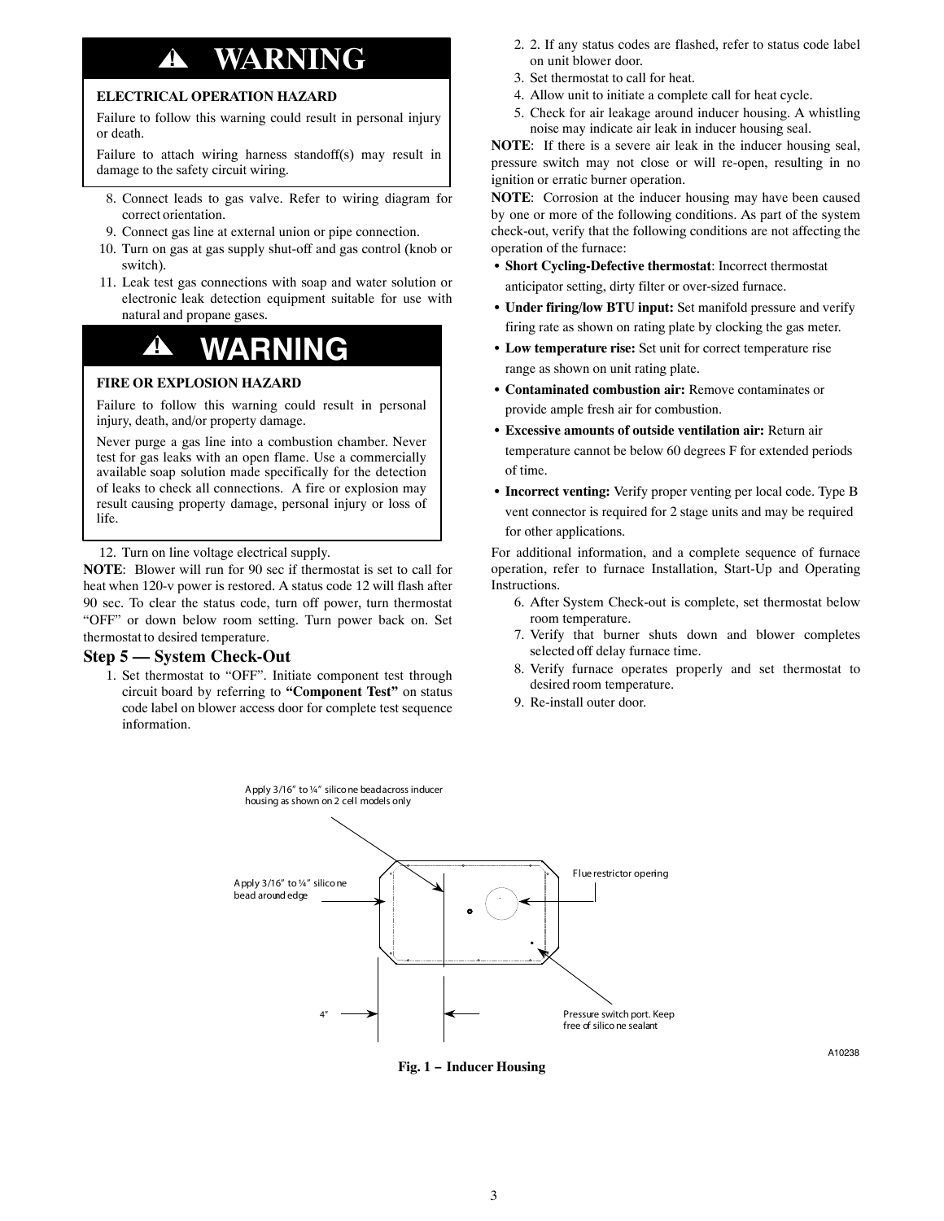## ⚠ WARNING

**ELECTRICAL OPERATION HAZARD**

Failure to follow this warning could result in personal injury or death.

Failure to attach wiring harness standoff(s) may result in damage to the safety circuit wiring.

8. Connect leads to gas valve. Refer to wiring diagram for correct orientation.
9. Connect gas line at external union or pipe connection.
10. Turn on gas at gas supply shut-off and gas control (knob or switch).
11. Leak test gas connections with soap and water solution or electronic leak detection equipment suitable for use with natural and propane gases.

## ⚠ WARNING

**FIRE OR EXPLOSION HAZARD**

Failure to follow this warning could result in personal injury, death, and/or property damage.

Never purge a gas line into a combustion chamber. Never test for gas leaks with an open flame. Use a commercially available soap solution made specifically for the detection of leaks to check all connections. A fire or explosion may result causing property damage, personal injury or loss of life.

12. Turn on line voltage electrical supply.

**NOTE**: Blower will run for 90 sec if thermostat is set to call for heat when 120-v power is restored. A status code 12 will flash after 90 sec. To clear the status code, turn off power, turn thermostat "OFF" or down below room setting. Turn power back on. Set thermostat to desired temperature.

### Step 5 — System Check-Out

1. Set thermostat to "OFF". Initiate component test through circuit board by referring to **"Component Test"** on status code label on blower access door for complete test sequence information.
2. 2. If any status codes are flashed, refer to status code label on unit blower door.
3. Set thermostat to call for heat.
4. Allow unit to initiate a complete call for heat cycle.
5. Check for air leakage around inducer housing. A whistling noise may indicate air leak in inducer housing seal.

**NOTE**: If there is a severe air leak in the inducer housing seal, pressure switch may not close or will re-open, resulting in no ignition or erratic burner operation.

**NOTE**: Corrosion at the inducer housing may have been caused by one or more of the following conditions. As part of the system check-out, verify that the following conditions are not affecting the operation of the furnace:

- **Short Cycling-Defective thermostat**: Incorrect thermostat anticipator setting, dirty filter or over-sized furnace.
- **Under firing/low BTU input:** Set manifold pressure and verify firing rate as shown on rating plate by clocking the gas meter.
- **Low temperature rise:** Set unit for correct temperature rise range as shown on unit rating plate.
- **Contaminated combustion air:** Remove contaminates or provide ample fresh air for combustion.
- **Excessive amounts of outside ventilation air:** Return air temperature cannot be below 60 degrees F for extended periods of time.
- **Incorrect venting:** Verify proper venting per local code. Type B vent connector is required for 2 stage units and may be required for other applications.

For additional information, and a complete sequence of furnace operation, refer to furnace Installation, Start-Up and Operating Instructions.

6. After System Check-out is complete, set thermostat below room temperature.
7. Verify that burner shuts down and blower completes selected off delay furnace time.
8. Verify furnace operates properly and set thermostat to desired room temperature.
9. Re-install outer door.

Apply 3/16" to ¼" silicone bead across inducer housing as shown on 2 cell models only

Apply 3/16" to ¼" silicone bead around edge

Flue restrictor opening

4"

Pressure switch port. Keep free of silicone sealant

A10238

**Fig. 1 – Inducer Housing**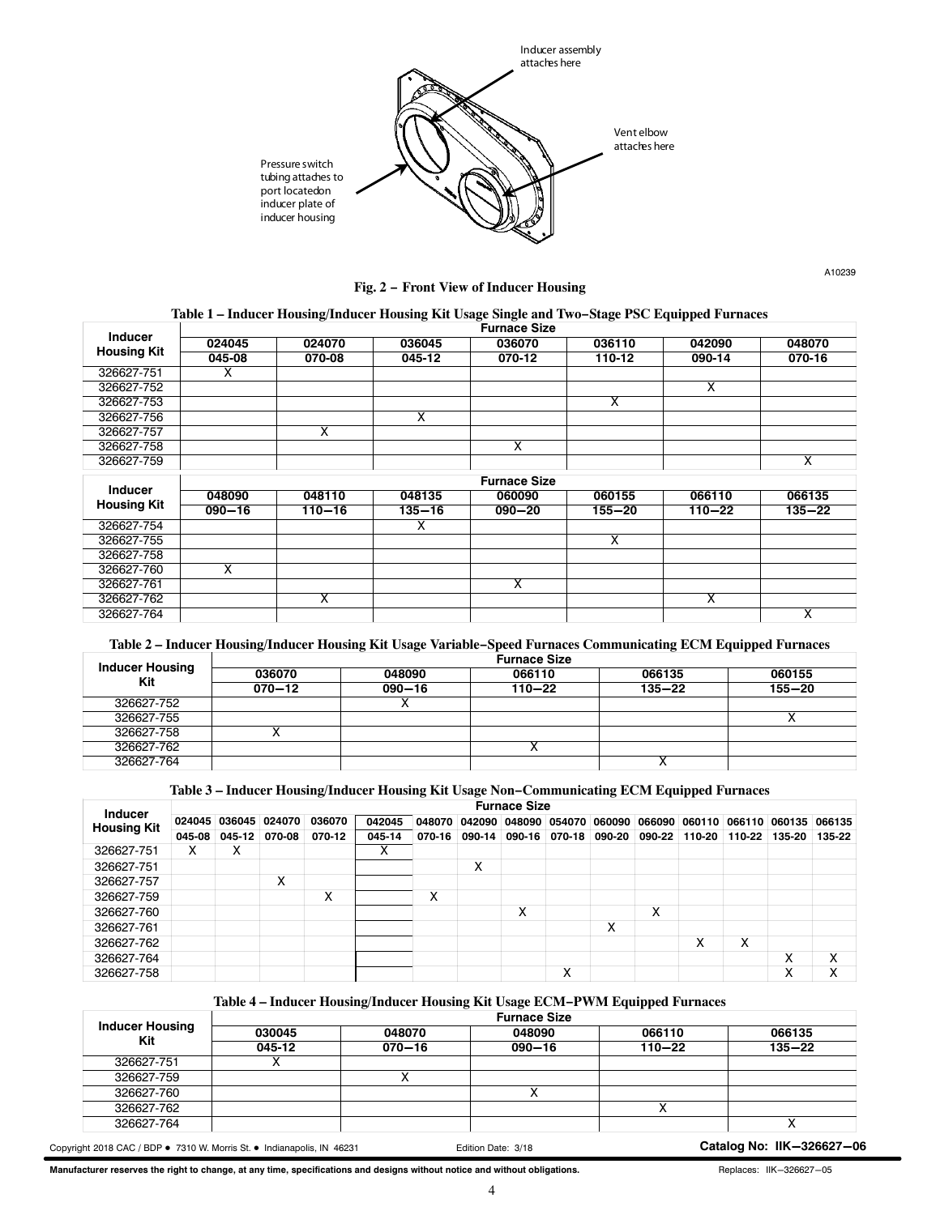Inducer assembly attaches here

Vent elbow attaches here

Pressure switch tubing attaches to port locatedon inducer plate of inducer housing

A10239

**Fig. 2 – Front View of Inducer Housing**

**Table 1 – Inducer Housing/Inducer Housing Kit Usage Single and Two−Stage PSC Equipped Furnaces**

| Inducer Housing Kit | Furnace Size | | | | | | |
|---|---|---|---|---|---|---|---|
| | 024045 | 024070 | 036045 | 036070 | 036110 | 042090 | 048070 |
| | 045-08 | 070-08 | 045-12 | 070-12 | 110-12 | 090-14 | 070-16 |
| 326627-751 | X | | | | | | |
| 326627-752 | | | | | | X | |
| 326627-753 | | | | | X | | |
| 326627-756 | | | X | | | | |
| 326627-757 | | X | | | | | |
| 326627-758 | | | | X | | | |
| 326627-759 | | | | | | | X |

| Inducer Housing Kit | Furnace Size | | | | | | |
|---|---|---|---|---|---|---|---|
| | 048090 | 048110 | 048135 | 060090 | 060155 | 066110 | 066135 |
| | 090−16 | 110−16 | 135−16 | 090−20 | 155−20 | 110−22 | 135−22 |
| 326627-754 | | | X | | | | |
| 326627-755 | | | | | X | | |
| 326627-758 | | | | | | | |
| 326627-760 | X | | | | | | |
| 326627-761 | | | | X | | | |
| 326627-762 | | X | | | | X | |
| 326627-764 | | | | | | | X |

**Table 2 – Inducer Housing/Inducer Housing Kit Usage Variable−Speed Furnaces Communicating ECM Equipped Furnaces**

| Inducer Housing Kit | Furnace Size | | | | |
|---|---|---|---|---|---|
| | 036070 | 048090 | 066110 | 066135 | 060155 |
| | 070−12 | 090−16 | 110−22 | 135−22 | 155−20 |
| 326627-752 | | X | | | |
| 326627-755 | | | | | X |
| 326627-758 | X | | | | |
| 326627-762 | | | X | | |
| 326627-764 | | | | X | |

**Table 3 – Inducer Housing/Inducer Housing Kit Usage Non−Communicating ECM Equipped Furnaces**

| Inducer Housing Kit | Furnace Size | | | | | | | | | | | | | | |
|---|---|---|---|---|---|---|---|---|---|---|---|---|---|---|---|
| | 024045 | 036045 | 024070 | 036070 | 042045 | 048070 | 042090 | 048090 | 054070 | 060090 | 066090 | 060110 | 066110 | 060135 | 066135 |
| | 045-08 | 045-12 | 070-08 | 070-12 | 045-14 | 070-16 | 090-14 | 090-16 | 070-18 | 090-20 | 090-22 | 110-20 | 110-22 | 135-20 | 135-22 |
| 326627-751 | X | X | | | X | | | | | | | | | | |
| 326627-751 | | | | | | | X | | | | | | | | |
| 326627-757 | | | X | | | | | | | | | | | | |
| 326627-759 | | | | X | | X | | | | | | | | | |
| 326627-760 | | | | | | | | X | | | X | | | | |
| 326627-761 | | | | | | | | | | X | | | | | |
| 326627-762 | | | | | | | | | | | | X | X | | |
| 326627-764 | | | | | | | | | | | | | | X | X |
| 326627-758 | | | | | | | | | X | | | | | X | X |

**Table 4 – Inducer Housing/Inducer Housing Kit Usage ECM−PWM Equipped Furnaces**

| Inducer Housing Kit | Furnace Size | | | | |
|---|---|---|---|---|---|
| | 030045 | 048070 | 048090 | 066110 | 066135 |
| | 045-12 | 070−16 | 090−16 | 110−22 | 135−22 |
| 326627-751 | X | | | | |
| 326627-759 | | X | | | |
| 326627-760 | | | X | | |
| 326627-762 | | | | X | |
| 326627-764 | | | | | X |

Copyright 2018 CAC / BDP ● 7310 W. Morris St. ● Indianapolis, IN 46231 Edition Date: 3/18 **Catalog No: IIK−326627−06**

**Manufacturer reserves the right to change, at any time, specifications and designs without notice and without obligations.** Replaces: IIK−326627−05